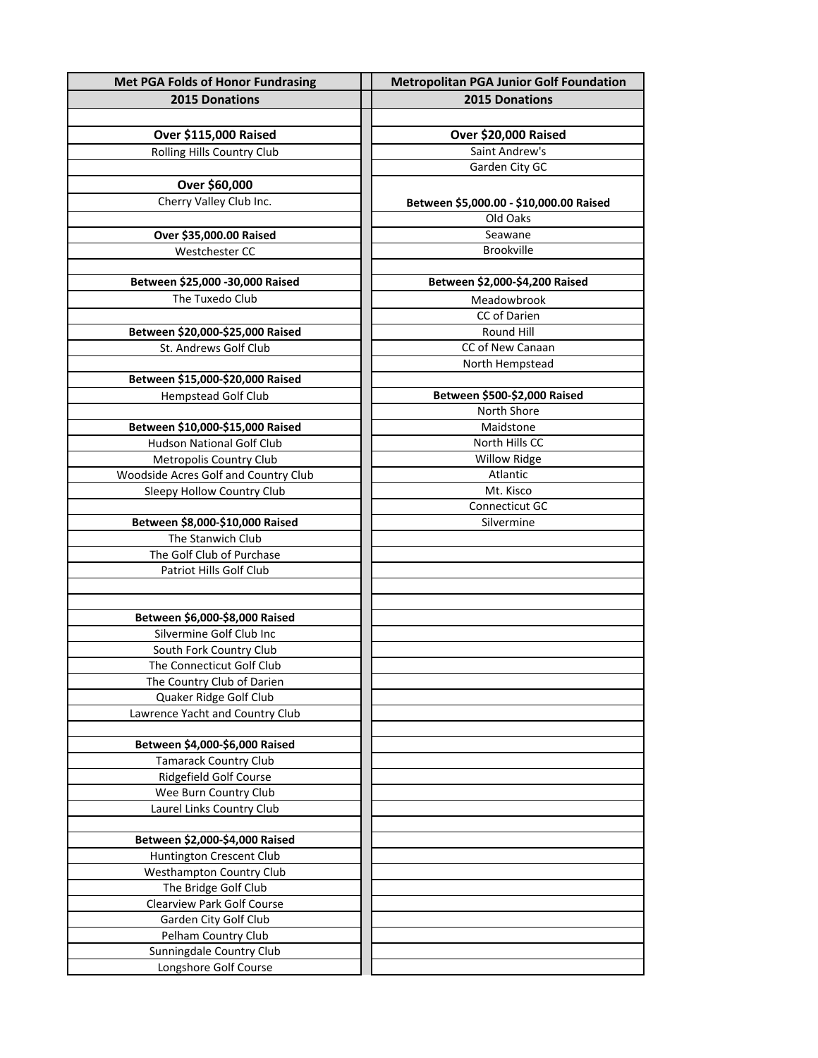| Met PGA Folds of Honor Fundrasing | Metropolitan PGA Junior Golf Foundation |
|---|---|
| **2015 Donations** | **2015 Donations** |
| | |
| **Over $115,000 Raised** | **Over $20,000 Raised** |
| Rolling Hills Country Club | Saint Andrew's |
| | Garden City GC |
| **Over $60,000** | |
| Cherry Valley Club Inc. | **Between $5,000.00 - $10,000.00 Raised** |
| | Old Oaks |
| **Over $35,000.00 Raised** | Seawane |
| Westchester CC | Brookville |
| | |
| **Between $25,000 -30,000 Raised** | **Between $2,000-$4,200 Raised** |
| The Tuxedo Club | Meadowbrook |
| | CC of Darien |
| **Between $20,000-$25,000 Raised** | Round Hill |
| St. Andrews Golf Club | CC of New Canaan |
| | North Hempstead |
| **Between $15,000-$20,000 Raised** | |
| Hempstead Golf Club | **Between $500-$2,000 Raised** |
| | North Shore |
| **Between $10,000-$15,000 Raised** | Maidstone |
| Hudson National Golf Club | North Hills CC |
| Metropolis Country Club | Willow Ridge |
| Woodside Acres Golf and Country Club | Atlantic |
| Sleepy Hollow Country Club | Mt. Kisco |
| | Connecticut GC |
| **Between $8,000-$10,000 Raised** | Silvermine |
| The Stanwich Club | |
| The Golf Club of Purchase | |
| Patriot Hills Golf Club | |
| | |
| | |
| **Between $6,000-$8,000 Raised** | |
| Silvermine Golf Club Inc | |
| South Fork Country Club | |
| The Connecticut Golf Club | |
| The Country Club of Darien | |
| Quaker Ridge Golf Club | |
| Lawrence Yacht and Country Club | |
| | |
| **Between $4,000-$6,000 Raised** | |
| Tamarack Country Club | |
| Ridgefield Golf Course | |
| Wee Burn Country Club | |
| Laurel Links Country Club | |
| | |
| **Between $2,000-$4,000 Raised** | |
| Huntington Crescent Club | |
| Westhampton Country Club | |
| The Bridge Golf Club | |
| Clearview Park Golf Course | |
| Garden City Golf Club | |
| Pelham Country Club | |
| Sunningdale Country Club | |
| Longshore Golf Course | |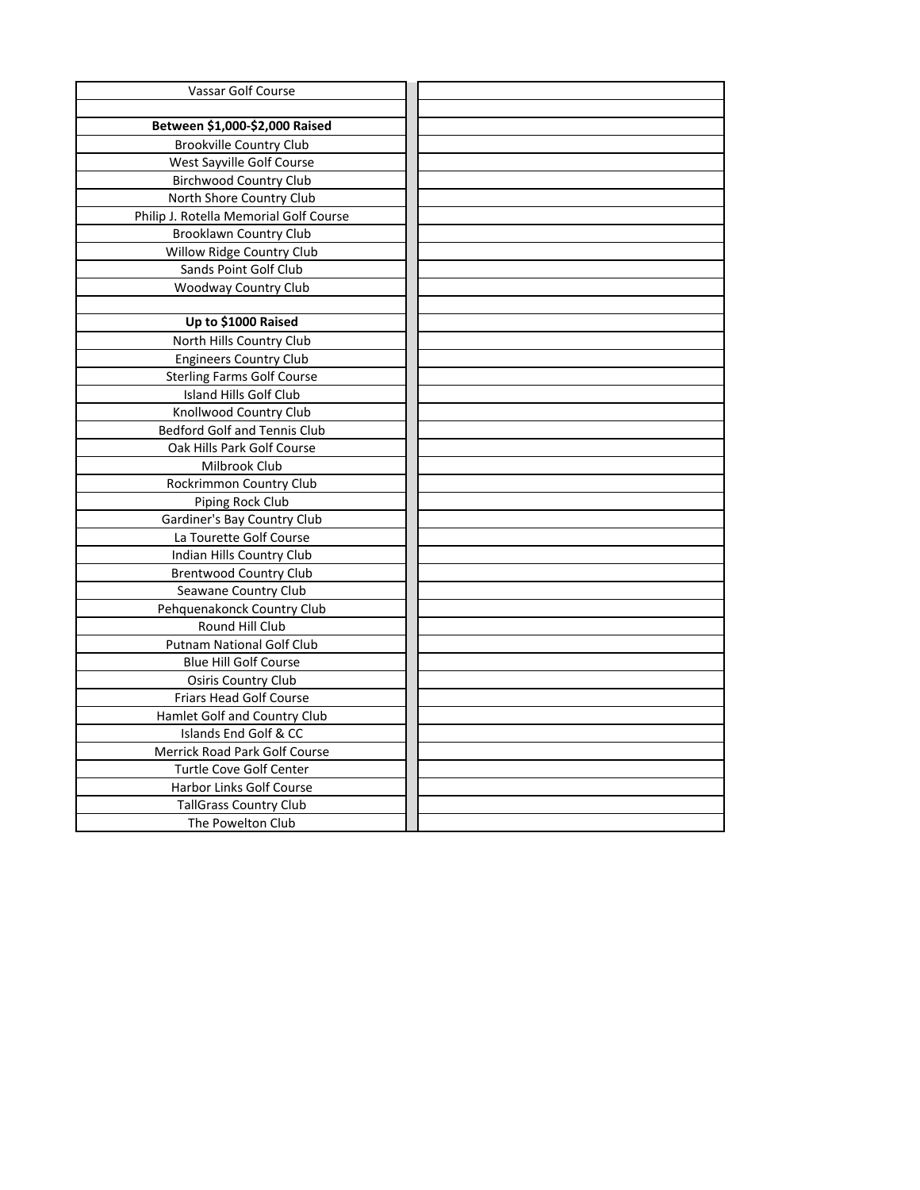| | | |
|---|---|---|
| Vassar Golf Course | | |
| | | |
| **Between $1,000-$2,000 Raised** | | |
| Brookville Country Club | | |
| West Sayville Golf Course | | |
| Birchwood Country Club | | |
| North Shore Country Club | | |
| Philip J. Rotella Memorial Golf Course | | |
| Brooklawn Country Club | | |
| Willow Ridge Country Club | | |
| Sands Point Golf Club | | |
| Woodway Country Club | | |
| | | |
| **Up to $1000 Raised** | | |
| North Hills Country Club | | |
| Engineers Country Club | | |
| Sterling Farms Golf Course | | |
| Island Hills Golf Club | | |
| Knollwood Country Club | | |
| Bedford Golf and Tennis Club | | |
| Oak Hills Park Golf Course | | |
| Milbrook Club | | |
| Rockrimmon Country Club | | |
| Piping Rock Club | | |
| Gardiner's Bay Country Club | | |
| La Tourette Golf Course | | |
| Indian Hills Country Club | | |
| Brentwood Country Club | | |
| Seawane Country Club | | |
| Pehquenakonck Country Club | | |
| Round Hill Club | | |
| Putnam National Golf Club | | |
| Blue Hill Golf Course | | |
| Osiris Country Club | | |
| Friars Head Golf Course | | |
| Hamlet Golf and Country Club | | |
| Islands End Golf & CC | | |
| Merrick Road Park Golf Course | | |
| Turtle Cove Golf Center | | |
| Harbor Links Golf Course | | |
| TallGrass Country Club | | |
| The Powelton Club | | |